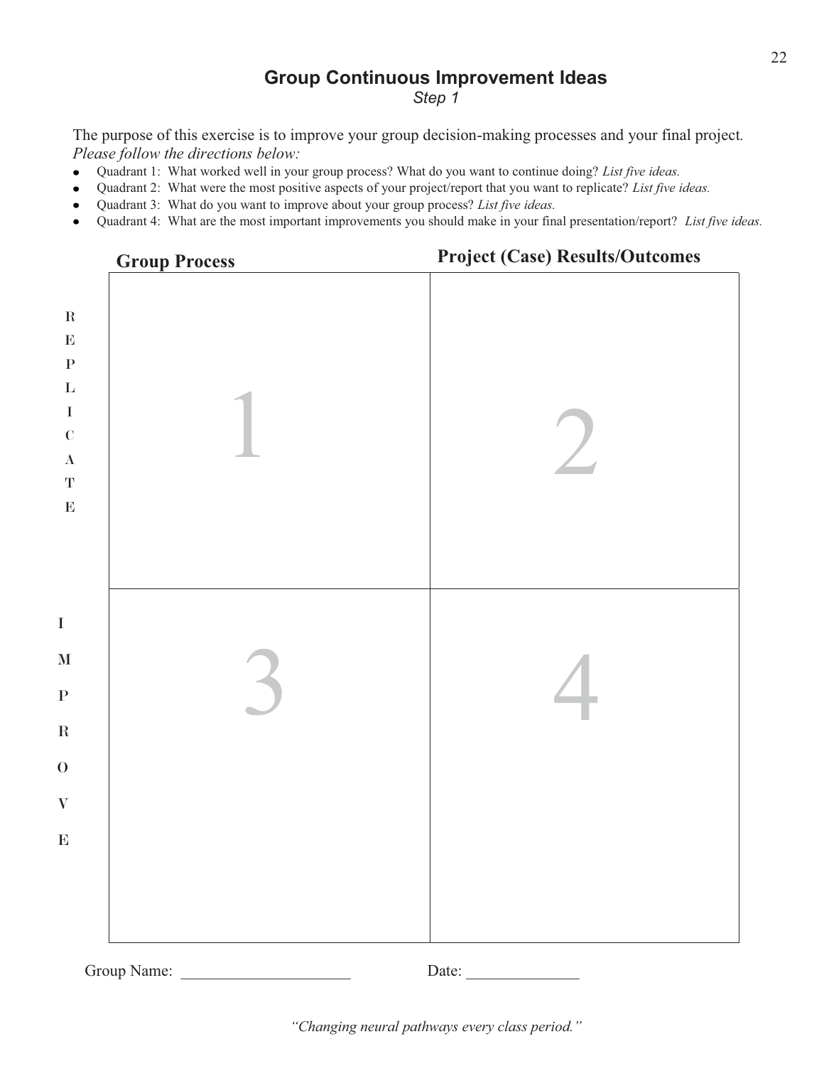# Group Continuous Improvement Ideas

*Step 1*

The purpose of this exercise is to improve your group decision-making processes and your final project. *Please follow the directions below:*

- Quadrant 1: What worked well in your group process? What do you want to continue doing? *List five ideas.*
- Quadrant 2: What were the most positive aspects of your project/report that you want to replicate? *List five ideas.*
- Quadrant 3: What do you want to improve about your group process? *List five ideas.*
- Quadrant 4: What are the most important improvements you should make in your final presentation/report? *List five ideas.*

| | Group Process | Project (Case) Results/Outcomes |
|---|---|---|
| REPLICATE | 1 | 2 |
| IMPROVE | 3 | 4 |

Group Name: _____________________ Date: ______________

*"Changing neural pathways every class period."*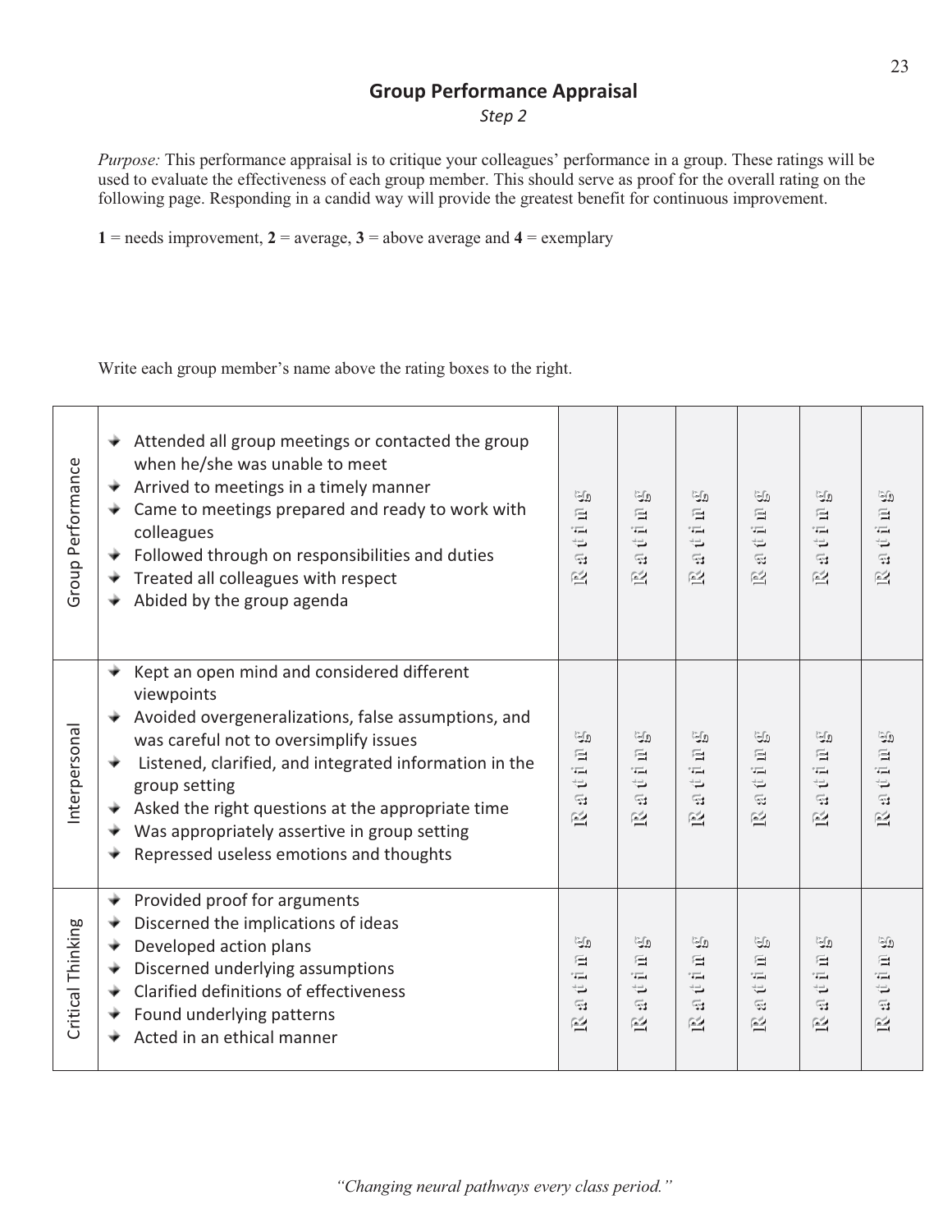## Group Performance Appraisal

*Step 2*

*Purpose:* This performance appraisal is to critique your colleagues' performance in a group. These ratings will be used to evaluate the effectiveness of each group member. This should serve as proof for the overall rating on the following page. Responding in a candid way will provide the greatest benefit for continuous improvement.

**1** = needs improvement, **2** = average, **3** = above average and **4** = exemplary

Write each group member's name above the rating boxes to the right.

| | | | | | | | |
|---|---|---|---|---|---|---|---|
| Group Performance | • Attended all group meetings or contacted the group when he/she was unable to meet<br>• Arrived to meetings in a timely manner<br>• Came to meetings prepared and ready to work with colleagues<br>• Followed through on responsibilities and duties<br>• Treated all colleagues with respect<br>• Abided by the group agenda | Rating | Rating | Rating | Rating | Rating | Rating |
| Interpersonal | • Kept an open mind and considered different viewpoints<br>• Avoided overgeneralizations, false assumptions, and was careful not to oversimplify issues<br>• Listened, clarified, and integrated information in the group setting<br>• Asked the right questions at the appropriate time<br>• Was appropriately assertive in group setting<br>• Repressed useless emotions and thoughts | Rating | Rating | Rating | Rating | Rating | Rating |
| Critical Thinking | • Provided proof for arguments<br>• Discerned the implications of ideas<br>• Developed action plans<br>• Discerned underlying assumptions<br>• Clarified definitions of effectiveness<br>• Found underlying patterns<br>• Acted in an ethical manner | Rating | Rating | Rating | Rating | Rating | Rating |

*"Changing neural pathways every class period."*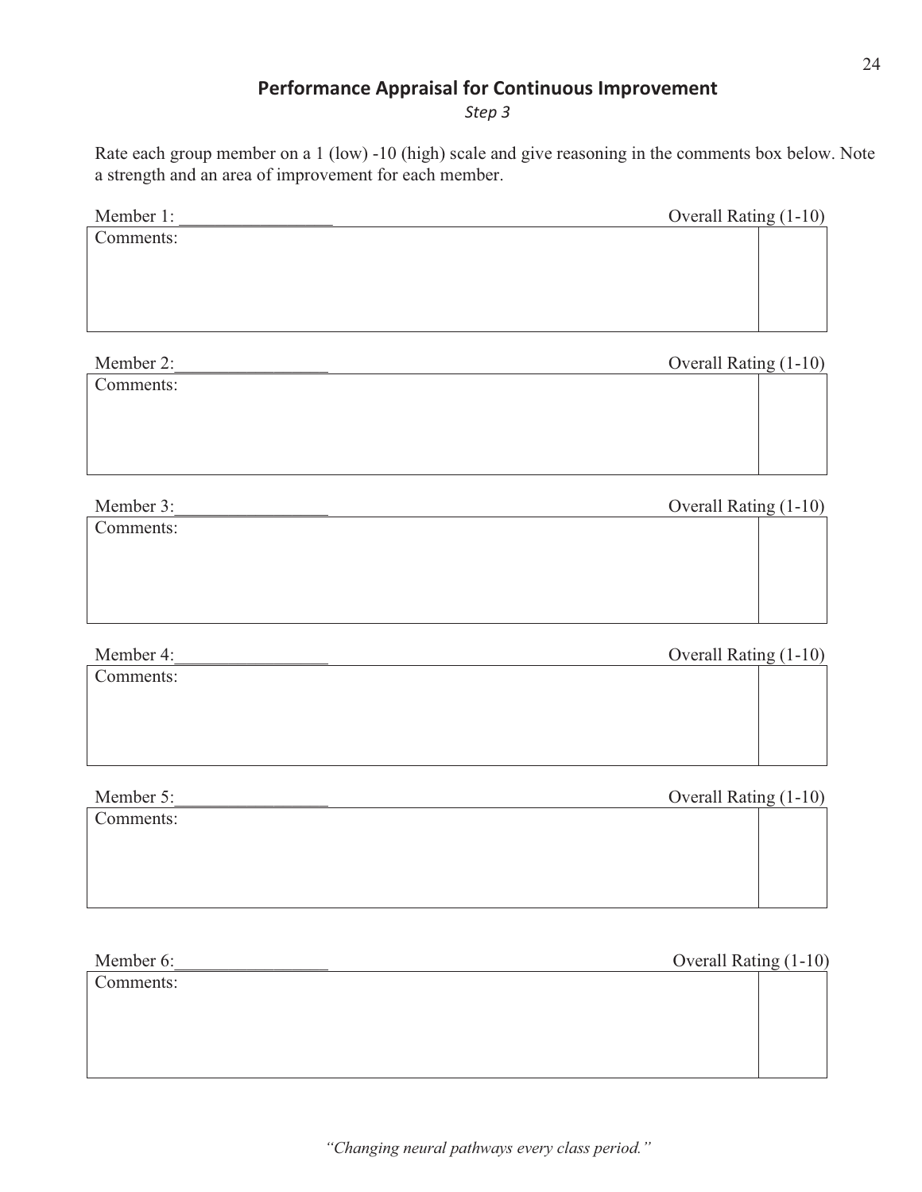## Performance Appraisal for Continuous Improvement

*Step 3*

Rate each group member on a 1 (low) -10 (high) scale and give reasoning in the comments box below. Note a strength and an area of improvement for each member.

Member 1: _________________ Overall Rating (1-10)

| Comments: | |
|---|---|

Member 2:_________________ Overall Rating (1-10)

| Comments: | |
|---|---|

Member 3:_________________ Overall Rating (1-10)

| Comments: | |
|---|---|

Member 4:_________________ Overall Rating (1-10)

| Comments: | |
|---|---|

Member 5:_________________ Overall Rating (1-10)

| Comments: | |
|---|---|

Member 6:_________________ Overall Rating (1-10)

| Comments: | |
|---|---|

*"Changing neural pathways every class period."*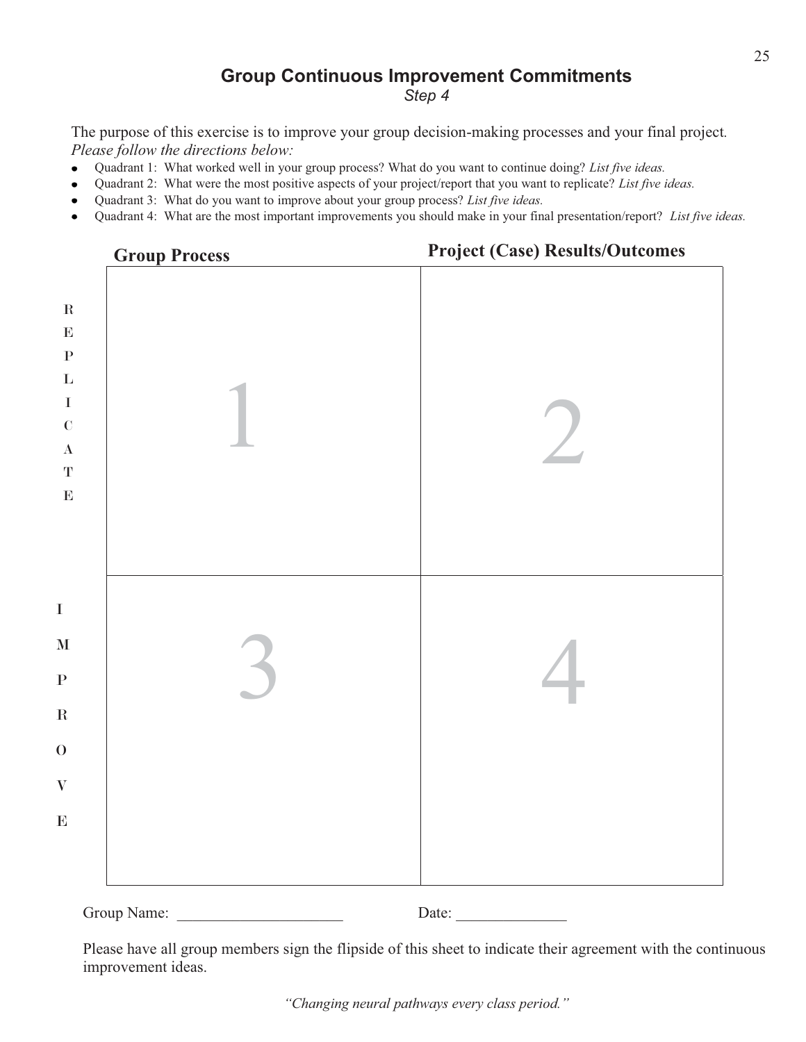# Group Continuous Improvement Commitments

*Step 4*

The purpose of this exercise is to improve your group decision-making processes and your final project. *Please follow the directions below:*

- Quadrant 1: What worked well in your group process? What do you want to continue doing? *List five ideas.*
- Quadrant 2: What were the most positive aspects of your project/report that you want to replicate? *List five ideas.*
- Quadrant 3: What do you want to improve about your group process? *List five ideas.*
- Quadrant 4: What are the most important improvements you should make in your final presentation/report? *List five ideas.*

| | **Group Process** | **Project (Case) Results/Outcomes** |
|---|---|---|
| **REPLICATE** | 1 | 2 |
| **IMPROVE** | 3 | 4 |

Group Name: ____________________ Date: ______________

Please have all group members sign the flipside of this sheet to indicate their agreement with the continuous improvement ideas.

*"Changing neural pathways every class period."*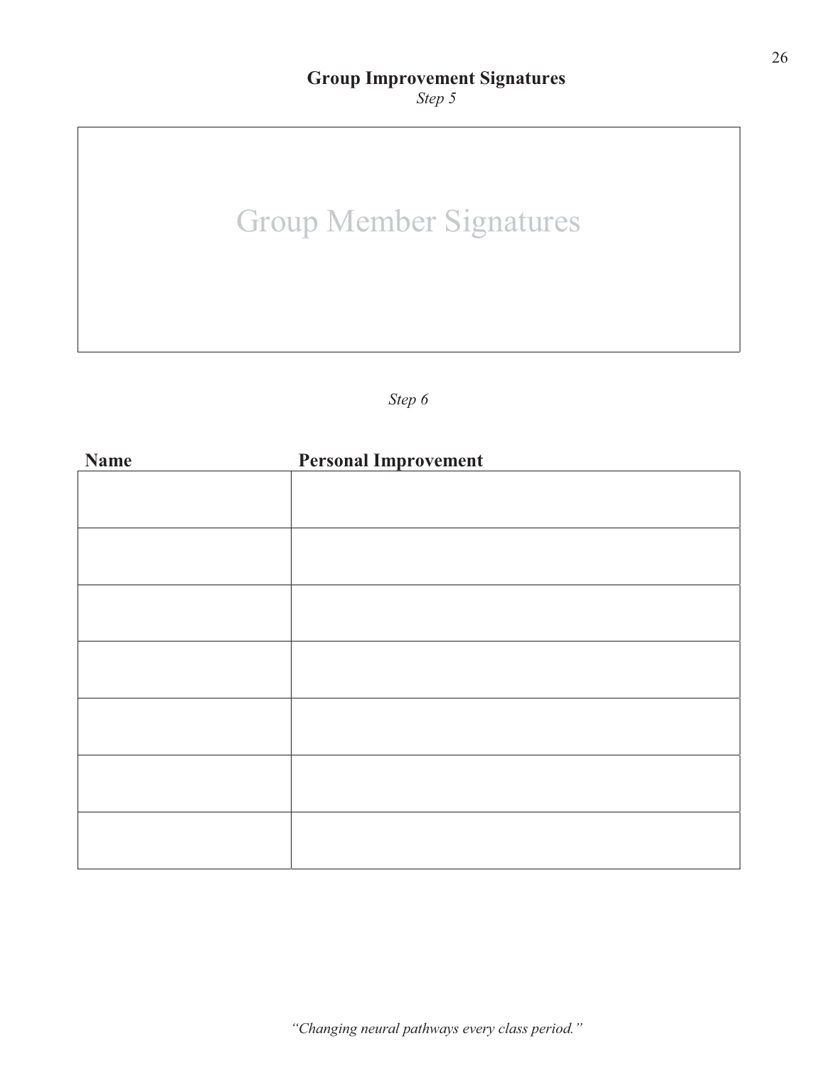## Group Improvement Signatures

*Step 5*

Group Member Signatures

*Step 6*

| Name | Personal Improvement |
|---|---|
| | |
| | |
| | |
| | |
| | |
| | |
| | |

*"Changing neural pathways every class period."*